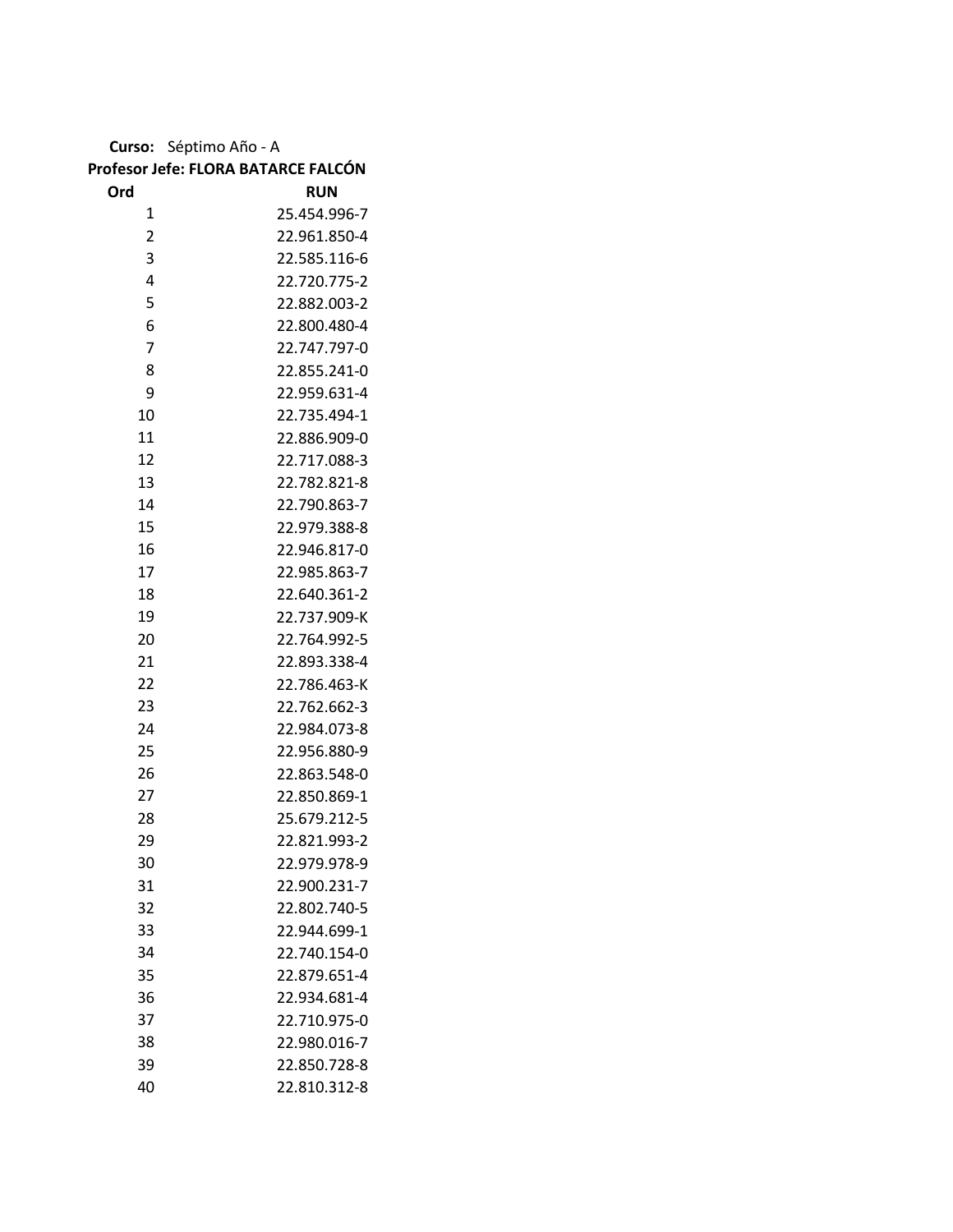**Curso:** Séptimo Año - A

**Profesor Jefe: FLORA BATARCE FALCÓN**

| Ord | RUN |
|---|---|
| 1 | 25.454.996-7 |
| 2 | 22.961.850-4 |
| 3 | 22.585.116-6 |
| 4 | 22.720.775-2 |
| 5 | 22.882.003-2 |
| 6 | 22.800.480-4 |
| 7 | 22.747.797-0 |
| 8 | 22.855.241-0 |
| 9 | 22.959.631-4 |
| 10 | 22.735.494-1 |
| 11 | 22.886.909-0 |
| 12 | 22.717.088-3 |
| 13 | 22.782.821-8 |
| 14 | 22.790.863-7 |
| 15 | 22.979.388-8 |
| 16 | 22.946.817-0 |
| 17 | 22.985.863-7 |
| 18 | 22.640.361-2 |
| 19 | 22.737.909-K |
| 20 | 22.764.992-5 |
| 21 | 22.893.338-4 |
| 22 | 22.786.463-K |
| 23 | 22.762.662-3 |
| 24 | 22.984.073-8 |
| 25 | 22.956.880-9 |
| 26 | 22.863.548-0 |
| 27 | 22.850.869-1 |
| 28 | 25.679.212-5 |
| 29 | 22.821.993-2 |
| 30 | 22.979.978-9 |
| 31 | 22.900.231-7 |
| 32 | 22.802.740-5 |
| 33 | 22.944.699-1 |
| 34 | 22.740.154-0 |
| 35 | 22.879.651-4 |
| 36 | 22.934.681-4 |
| 37 | 22.710.975-0 |
| 38 | 22.980.016-7 |
| 39 | 22.850.728-8 |
| 40 | 22.810.312-8 |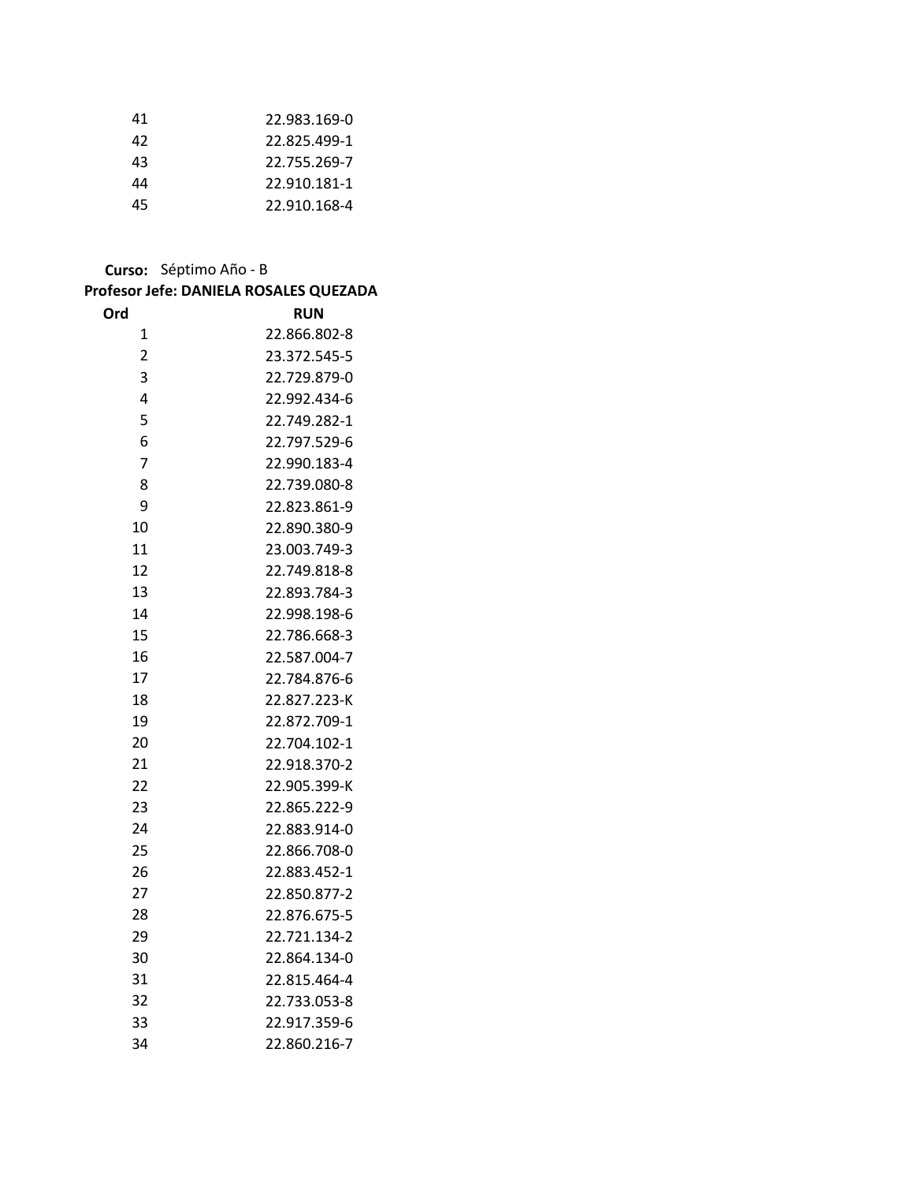| | |
|---|---|
| 41 | 22.983.169-0 |
| 42 | 22.825.499-1 |
| 43 | 22.755.269-7 |
| 44 | 22.910.181-1 |
| 45 | 22.910.168-4 |

**Curso:** Séptimo Año - B

**Profesor Jefe: DANIELA ROSALES QUEZADA**

| Ord | RUN |
|---|---|
| 1 | 22.866.802-8 |
| 2 | 23.372.545-5 |
| 3 | 22.729.879-0 |
| 4 | 22.992.434-6 |
| 5 | 22.749.282-1 |
| 6 | 22.797.529-6 |
| 7 | 22.990.183-4 |
| 8 | 22.739.080-8 |
| 9 | 22.823.861-9 |
| 10 | 22.890.380-9 |
| 11 | 23.003.749-3 |
| 12 | 22.749.818-8 |
| 13 | 22.893.784-3 |
| 14 | 22.998.198-6 |
| 15 | 22.786.668-3 |
| 16 | 22.587.004-7 |
| 17 | 22.784.876-6 |
| 18 | 22.827.223-K |
| 19 | 22.872.709-1 |
| 20 | 22.704.102-1 |
| 21 | 22.918.370-2 |
| 22 | 22.905.399-K |
| 23 | 22.865.222-9 |
| 24 | 22.883.914-0 |
| 25 | 22.866.708-0 |
| 26 | 22.883.452-1 |
| 27 | 22.850.877-2 |
| 28 | 22.876.675-5 |
| 29 | 22.721.134-2 |
| 30 | 22.864.134-0 |
| 31 | 22.815.464-4 |
| 32 | 22.733.053-8 |
| 33 | 22.917.359-6 |
| 34 | 22.860.216-7 |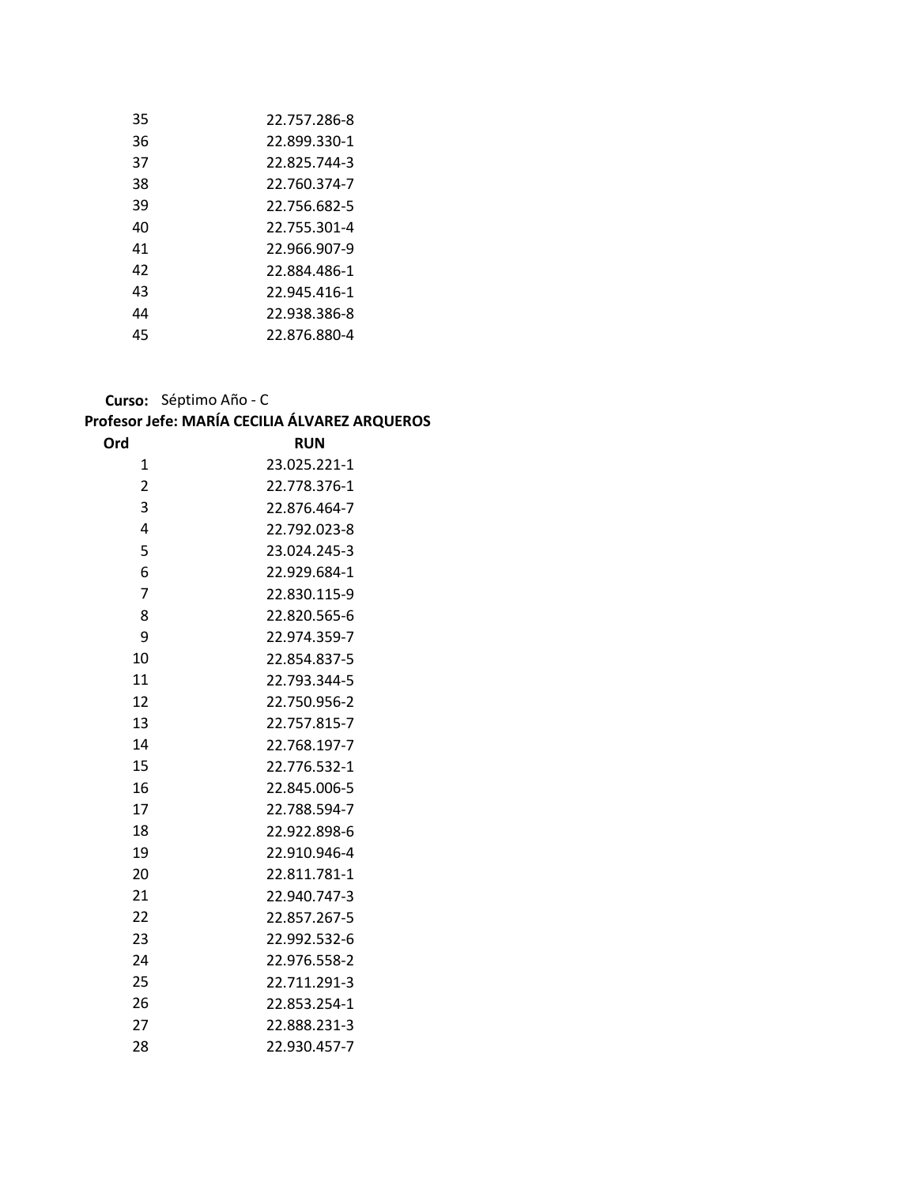| Ord | RUN |
|---|---|
| 35 | 22.757.286-8 |
| 36 | 22.899.330-1 |
| 37 | 22.825.744-3 |
| 38 | 22.760.374-7 |
| 39 | 22.756.682-5 |
| 40 | 22.755.301-4 |
| 41 | 22.966.907-9 |
| 42 | 22.884.486-1 |
| 43 | 22.945.416-1 |
| 44 | 22.938.386-8 |
| 45 | 22.876.880-4 |

**Curso:** Séptimo Año - C

**Profesor Jefe: MARÍA CECILIA ÁLVAREZ ARQUEROS**

| Ord | RUN |
|---|---|
| 1 | 23.025.221-1 |
| 2 | 22.778.376-1 |
| 3 | 22.876.464-7 |
| 4 | 22.792.023-8 |
| 5 | 23.024.245-3 |
| 6 | 22.929.684-1 |
| 7 | 22.830.115-9 |
| 8 | 22.820.565-6 |
| 9 | 22.974.359-7 |
| 10 | 22.854.837-5 |
| 11 | 22.793.344-5 |
| 12 | 22.750.956-2 |
| 13 | 22.757.815-7 |
| 14 | 22.768.197-7 |
| 15 | 22.776.532-1 |
| 16 | 22.845.006-5 |
| 17 | 22.788.594-7 |
| 18 | 22.922.898-6 |
| 19 | 22.910.946-4 |
| 20 | 22.811.781-1 |
| 21 | 22.940.747-3 |
| 22 | 22.857.267-5 |
| 23 | 22.992.532-6 |
| 24 | 22.976.558-2 |
| 25 | 22.711.291-3 |
| 26 | 22.853.254-1 |
| 27 | 22.888.231-3 |
| 28 | 22.930.457-7 |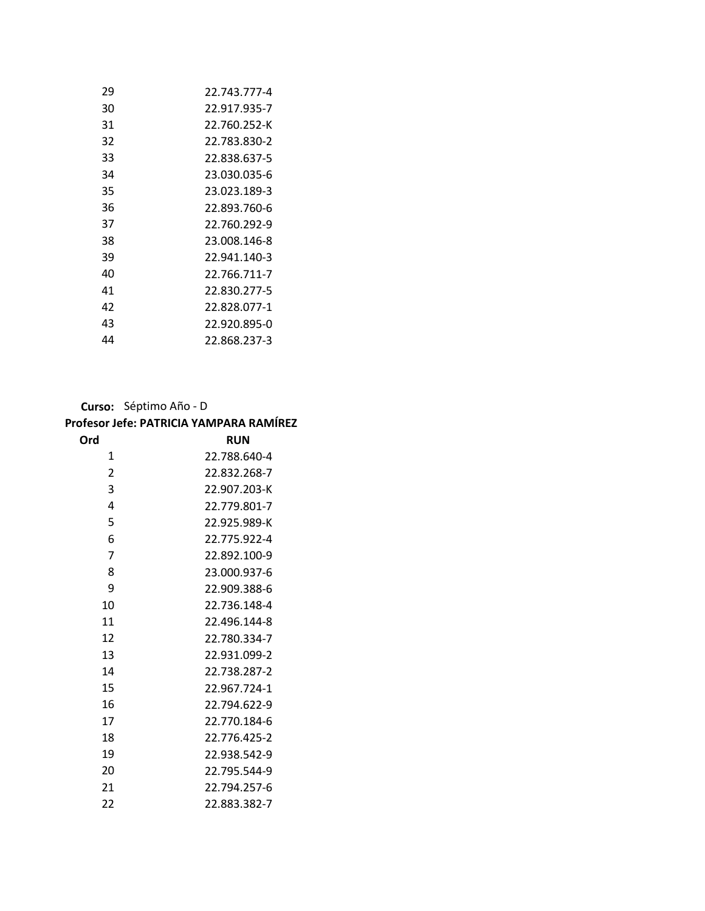| | |
|---|---|
| 29 | 22.743.777-4 |
| 30 | 22.917.935-7 |
| 31 | 22.760.252-K |
| 32 | 22.783.830-2 |
| 33 | 22.838.637-5 |
| 34 | 23.030.035-6 |
| 35 | 23.023.189-3 |
| 36 | 22.893.760-6 |
| 37 | 22.760.292-9 |
| 38 | 23.008.146-8 |
| 39 | 22.941.140-3 |
| 40 | 22.766.711-7 |
| 41 | 22.830.277-5 |
| 42 | 22.828.077-1 |
| 43 | 22.920.895-0 |
| 44 | 22.868.237-3 |

**Curso:** Séptimo Año - D

**Profesor Jefe: PATRICIA YAMPARA RAMÍREZ**

| Ord | RUN |
|---|---|
| 1 | 22.788.640-4 |
| 2 | 22.832.268-7 |
| 3 | 22.907.203-K |
| 4 | 22.779.801-7 |
| 5 | 22.925.989-K |
| 6 | 22.775.922-4 |
| 7 | 22.892.100-9 |
| 8 | 23.000.937-6 |
| 9 | 22.909.388-6 |
| 10 | 22.736.148-4 |
| 11 | 22.496.144-8 |
| 12 | 22.780.334-7 |
| 13 | 22.931.099-2 |
| 14 | 22.738.287-2 |
| 15 | 22.967.724-1 |
| 16 | 22.794.622-9 |
| 17 | 22.770.184-6 |
| 18 | 22.776.425-2 |
| 19 | 22.938.542-9 |
| 20 | 22.795.544-9 |
| 21 | 22.794.257-6 |
| 22 | 22.883.382-7 |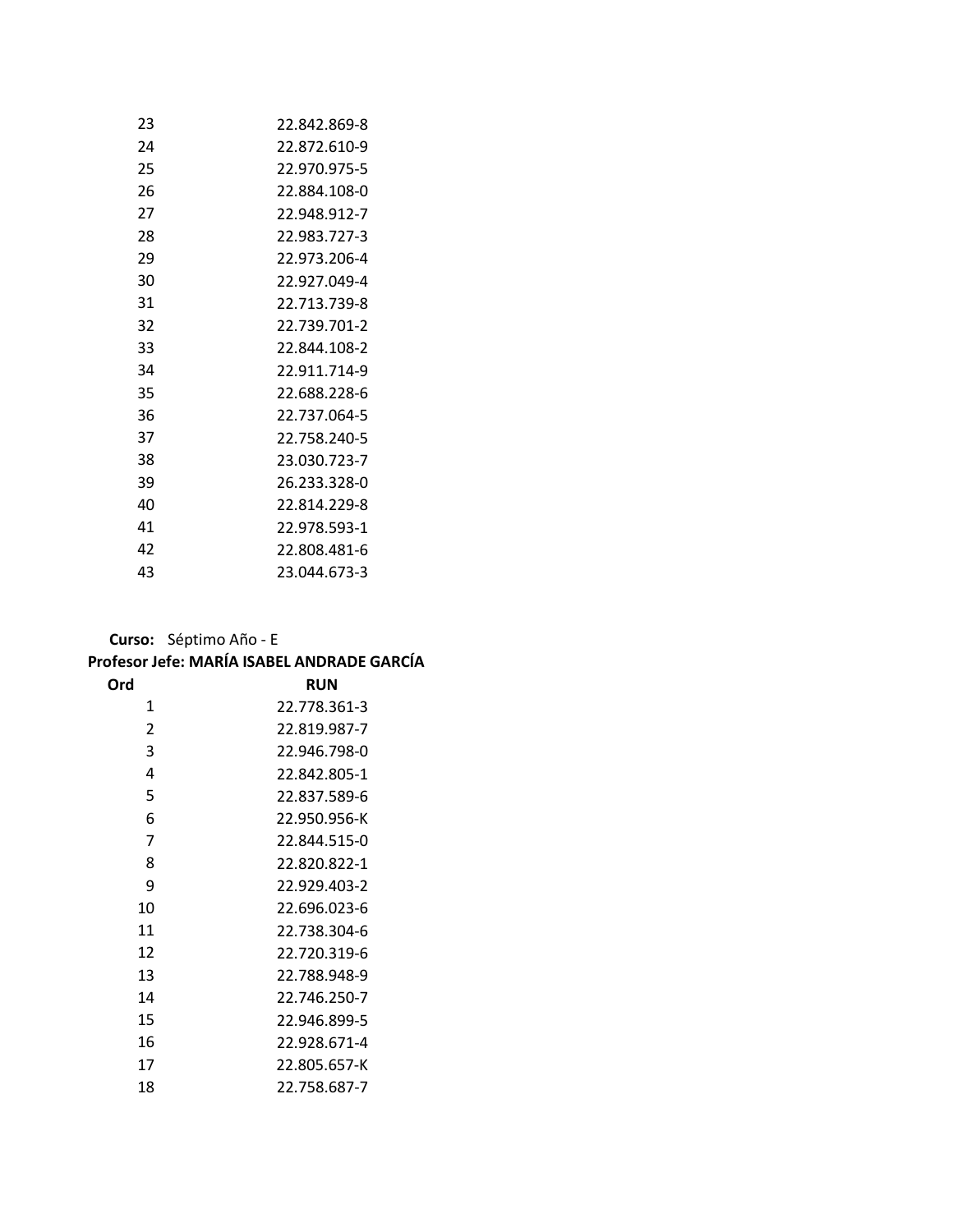| Ord | RUN |
|---|---|
| 23 | 22.842.869-8 |
| 24 | 22.872.610-9 |
| 25 | 22.970.975-5 |
| 26 | 22.884.108-0 |
| 27 | 22.948.912-7 |
| 28 | 22.983.727-3 |
| 29 | 22.973.206-4 |
| 30 | 22.927.049-4 |
| 31 | 22.713.739-8 |
| 32 | 22.739.701-2 |
| 33 | 22.844.108-2 |
| 34 | 22.911.714-9 |
| 35 | 22.688.228-6 |
| 36 | 22.737.064-5 |
| 37 | 22.758.240-5 |
| 38 | 23.030.723-7 |
| 39 | 26.233.328-0 |
| 40 | 22.814.229-8 |
| 41 | 22.978.593-1 |
| 42 | 22.808.481-6 |
| 43 | 23.044.673-3 |

**Curso:** Séptimo Año - E

**Profesor Jefe: MARÍA ISABEL ANDRADE GARCÍA**

| Ord | RUN |
|---|---|
| 1 | 22.778.361-3 |
| 2 | 22.819.987-7 |
| 3 | 22.946.798-0 |
| 4 | 22.842.805-1 |
| 5 | 22.837.589-6 |
| 6 | 22.950.956-K |
| 7 | 22.844.515-0 |
| 8 | 22.820.822-1 |
| 9 | 22.929.403-2 |
| 10 | 22.696.023-6 |
| 11 | 22.738.304-6 |
| 12 | 22.720.319-6 |
| 13 | 22.788.948-9 |
| 14 | 22.746.250-7 |
| 15 | 22.946.899-5 |
| 16 | 22.928.671-4 |
| 17 | 22.805.657-K |
| 18 | 22.758.687-7 |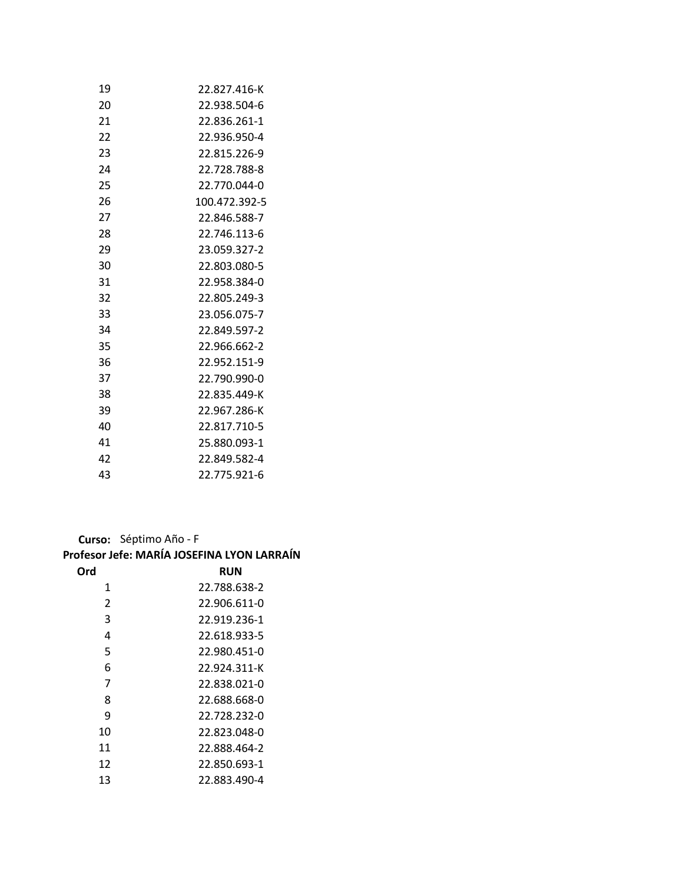| Ord | RUN |
|---|---|
| 19 | 22.827.416-K |
| 20 | 22.938.504-6 |
| 21 | 22.836.261-1 |
| 22 | 22.936.950-4 |
| 23 | 22.815.226-9 |
| 24 | 22.728.788-8 |
| 25 | 22.770.044-0 |
| 26 | 100.472.392-5 |
| 27 | 22.846.588-7 |
| 28 | 22.746.113-6 |
| 29 | 23.059.327-2 |
| 30 | 22.803.080-5 |
| 31 | 22.958.384-0 |
| 32 | 22.805.249-3 |
| 33 | 23.056.075-7 |
| 34 | 22.849.597-2 |
| 35 | 22.966.662-2 |
| 36 | 22.952.151-9 |
| 37 | 22.790.990-0 |
| 38 | 22.835.449-K |
| 39 | 22.967.286-K |
| 40 | 22.817.710-5 |
| 41 | 25.880.093-1 |
| 42 | 22.849.582-4 |
| 43 | 22.775.921-6 |

**Curso:** Séptimo Año - F

**Profesor Jefe: MARÍA JOSEFINA LYON LARRAÍN**

| Ord | RUN |
|---|---|
| 1 | 22.788.638-2 |
| 2 | 22.906.611-0 |
| 3 | 22.919.236-1 |
| 4 | 22.618.933-5 |
| 5 | 22.980.451-0 |
| 6 | 22.924.311-K |
| 7 | 22.838.021-0 |
| 8 | 22.688.668-0 |
| 9 | 22.728.232-0 |
| 10 | 22.823.048-0 |
| 11 | 22.888.464-2 |
| 12 | 22.850.693-1 |
| 13 | 22.883.490-4 |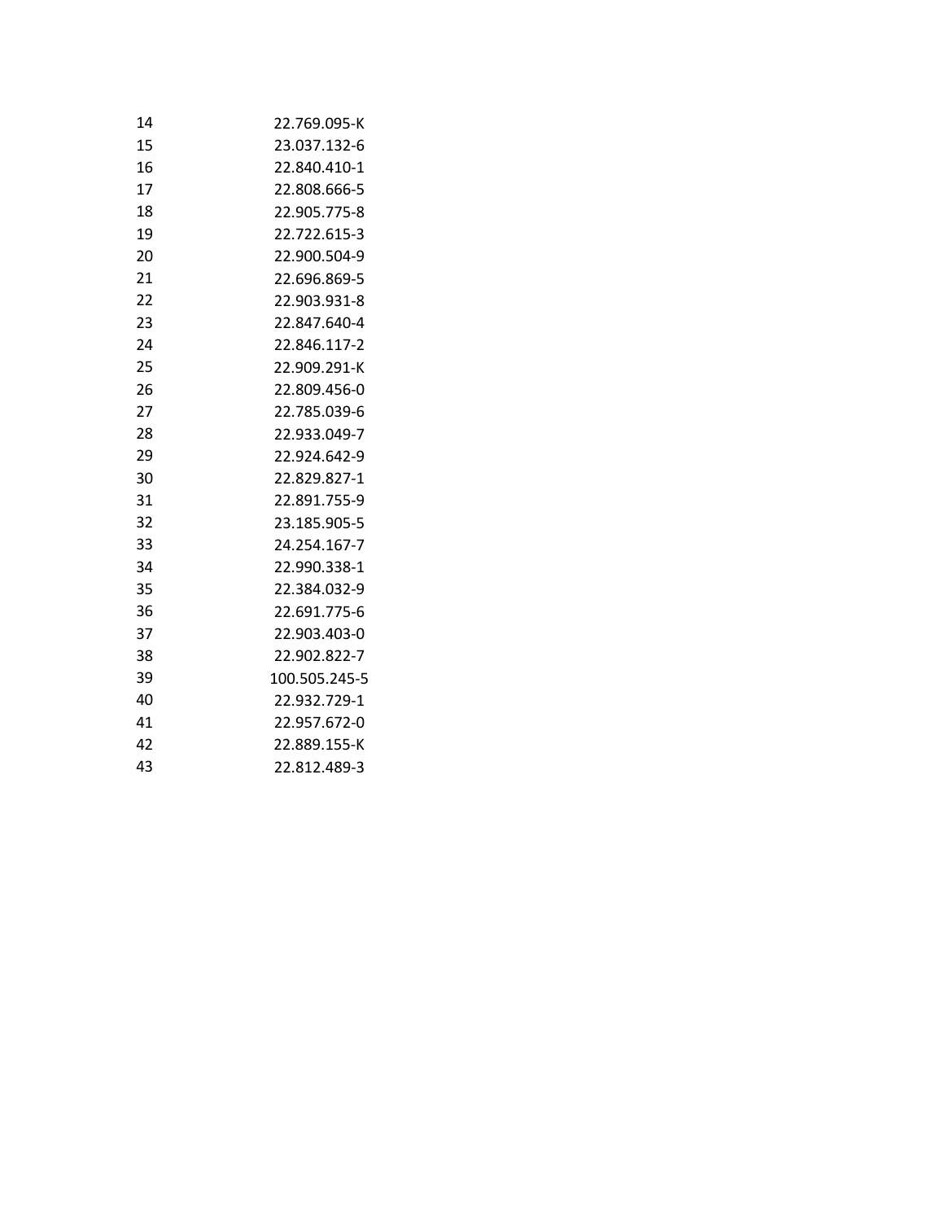| | |
|---|---|
| 14 | 22.769.095-K |
| 15 | 23.037.132-6 |
| 16 | 22.840.410-1 |
| 17 | 22.808.666-5 |
| 18 | 22.905.775-8 |
| 19 | 22.722.615-3 |
| 20 | 22.900.504-9 |
| 21 | 22.696.869-5 |
| 22 | 22.903.931-8 |
| 23 | 22.847.640-4 |
| 24 | 22.846.117-2 |
| 25 | 22.909.291-K |
| 26 | 22.809.456-0 |
| 27 | 22.785.039-6 |
| 28 | 22.933.049-7 |
| 29 | 22.924.642-9 |
| 30 | 22.829.827-1 |
| 31 | 22.891.755-9 |
| 32 | 23.185.905-5 |
| 33 | 24.254.167-7 |
| 34 | 22.990.338-1 |
| 35 | 22.384.032-9 |
| 36 | 22.691.775-6 |
| 37 | 22.903.403-0 |
| 38 | 22.902.822-7 |
| 39 | 100.505.245-5 |
| 40 | 22.932.729-1 |
| 41 | 22.957.672-0 |
| 42 | 22.889.155-K |
| 43 | 22.812.489-3 |